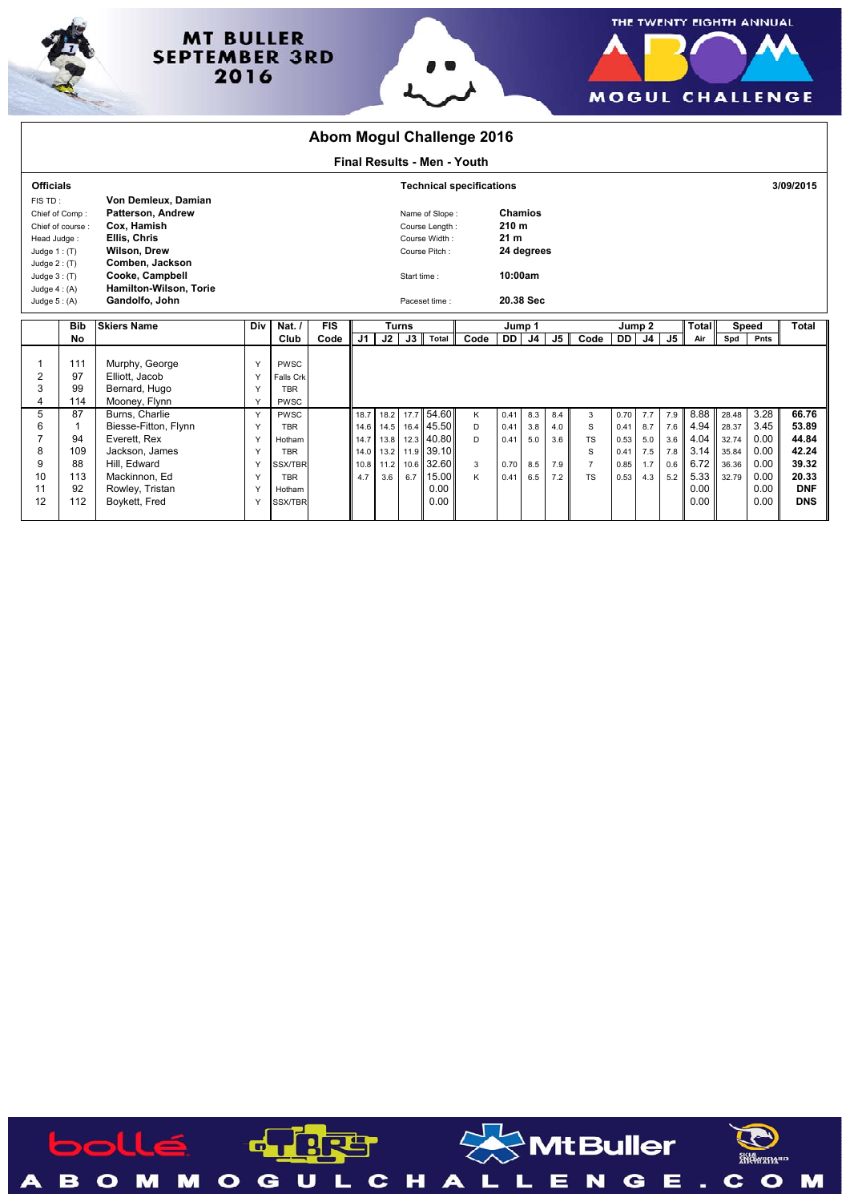MT BULLER SEPTEMBER 3RD 2016

THE TWENTY EIGHTH ANNUAL ABOM MOGUL CHALLENGE

# Abom Mogul Challenge 2016

## Final Results - Men - Youth

**Officials**

| | |
|---|---|
| FIS TD : | **Von Demleux, Damian** |
| Chief of Comp : | **Patterson, Andrew** |
| Chief of course : | **Cox, Hamish** |
| Head Judge : | **Ellis, Chris** |
| Judge 1 : (T) | **Wilson, Drew** |
| Judge 2 : (T) | **Comben, Jackson** |
| Judge 3 : (T) | **Cooke, Campbell** |
| Judge 4 : (A) | **Hamilton-Wilson, Torie** |
| Judge 5 : (A) | **Gandolfo, John** |

**Technical specifications** — **3/09/2015**

| | |
|---|---|
| Name of Slope : | **Chamios** |
| Course Length : | **210 m** |
| Course Width : | **21 m** |
| Course Pitch : | **24 degrees** |
| Start time : | **10:00am** |
| Paceset time : | **20.38 Sec** |

| | Bib No | Skiers Name | Div | Nat. / Club | FIS Code | Turns J1 | Turns J2 | Turns J3 | Turns Total | Jump 1 Code | Jump 1 DD | Jump 1 J4 | Jump 1 J5 | Jump 2 Code | Jump 2 DD | Jump 2 J4 | Jump 2 J5 | Total Air | Speed Spd | Speed Pnts | Total |
|---|---|---|---|---|---|---|---|---|---|---|---|---|---|---|---|---|---|---|---|---|---|
| 1 | 111 | Murphy, George | Y | PWSC | | | | | | | | | | | | | | | | | |
| 2 | 97 | Elliott, Jacob | Y | Falls Crk | | | | | | | | | | | | | | | | | |
| 3 | 99 | Bernard, Hugo | Y | TBR | | | | | | | | | | | | | | | | | |
| 4 | 114 | Mooney, Flynn | Y | PWSC | | | | | | | | | | | | | | | | | |
| 5 | 87 | Burns, Charlie | Y | PWSC | | 18.7 | 18.2 | 17.7 | 54.60 | K | 0.41 | 8.3 | 8.4 | 3 | 0.70 | 7.7 | 7.9 | 8.88 | 28.48 | 3.28 | **66.76** |
| 6 | 1 | Biesse-Fitton, Flynn | Y | TBR | | 14.6 | 14.5 | 16.4 | 45.50 | D | 0.41 | 3.8 | 4.0 | S | 0.41 | 8.7 | 7.6 | 4.94 | 28.37 | 3.45 | **53.89** |
| 7 | 94 | Everett, Rex | Y | Hotham | | 14.7 | 13.8 | 12.3 | 40.80 | D | 0.41 | 5.0 | 3.6 | TS | 0.53 | 5.0 | 3.6 | 4.04 | 32.74 | 0.00 | **44.84** |
| 8 | 109 | Jackson, James | Y | TBR | | 14.0 | 13.2 | 11.9 | 39.10 | | | | | S | 0.41 | 7.5 | 7.8 | 3.14 | 35.84 | 0.00 | **42.24** |
| 9 | 88 | Hill, Edward | Y | SSX/TBR | | 10.8 | 11.2 | 10.6 | 32.60 | 3 | 0.70 | 8.5 | 7.9 | 7 | 0.85 | 1.7 | 0.6 | 6.72 | 36.36 | 0.00 | **39.32** |
| 10 | 113 | Mackinnon, Ed | Y | TBR | | 4.7 | 3.6 | 6.7 | 15.00 | K | 0.41 | 6.5 | 7.2 | TS | 0.53 | 4.3 | 5.2 | 5.33 | 32.79 | 0.00 | **20.33** |
| 11 | 92 | Rowley, Tristan | Y | Hotham | | | | | 0.00 | | | | | | | | | 0.00 | | 0.00 | **DNF** |
| 12 | 112 | Boykett, Fred | Y | SSX/TBR | | | | | 0.00 | | | | | | | | | 0.00 | | 0.00 | **DNS** |

bollé · TBR · Mt Buller · Ski & Snowboard Australia

ABOMMOGULCHALLENGE.COM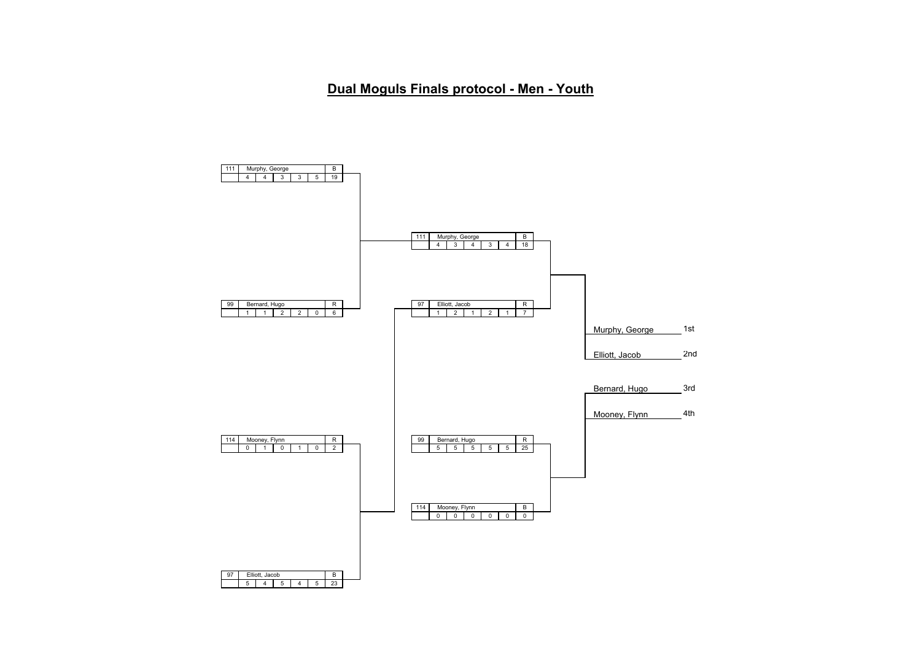# Dual Moguls Finals protocol - Men - Youth

## Semifinals

| Bib | Name | | | | | Course | Total |
|---|---|---|---|---|---|---|---|
| 111 | Murphy, George | | | | | B | |
| | 4 | 4 | 3 | 3 | 5 | | 19 |
| 99 | Bernard, Hugo | | | | | R | |
| | 1 | 1 | 2 | 2 | 0 | | 6 |

| Bib | Name | | | | | Course | Total |
|---|---|---|---|---|---|---|---|
| 114 | Mooney, Flynn | | | | | R | |
| | 0 | 1 | 0 | 1 | 0 | | 2 |
| 97 | Elliott, Jacob | | | | | B | |
| | 5 | 4 | 5 | 4 | 5 | | 23 |

## Final

| Bib | Name | | | | | Course | Total |
|---|---|---|---|---|---|---|---|
| 111 | Murphy, George | | | | | B | |
| | 4 | 3 | 4 | 3 | 4 | | 18 |
| 97 | Elliott, Jacob | | | | | R | |
| | 1 | 2 | 1 | 2 | 1 | | 7 |

## Small Final

| Bib | Name | | | | | Course | Total |
|---|---|---|---|---|---|---|---|
| 99 | Bernard, Hugo | | | | | R | |
| | 5 | 5 | 5 | 5 | 5 | | 25 |
| 114 | Mooney, Flynn | | | | | B | |
| | 0 | 0 | 0 | 0 | 0 | | 0 |

## Final Ranking

| Name | Rank |
|---|---|
| Murphy, George | 1st |
| Elliott, Jacob | 2nd |
| Bernard, Hugo | 3rd |
| Mooney, Flynn | 4th |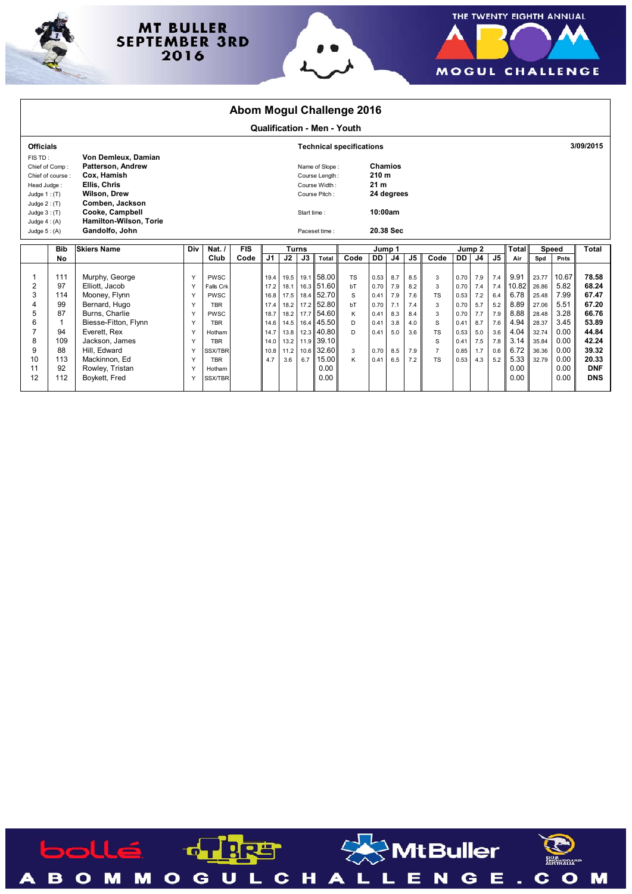MT BULLER
SEPTEMBER 3RD
2016

THE TWENTY EIGHTH ANNUAL
ABOM
MOGUL CHALLENGE

# Abom Mogul Challenge 2016

## Qualification - Men - Youth

**Officials**

| | |
|---|---|
| FIS TD : | **Von Demleux, Damian** |
| Chief of Comp : | **Patterson, Andrew** |
| Chief of course : | **Cox, Hamish** |
| Head Judge : | **Ellis, Chris** |
| Judge 1 : (T) | **Wilson, Drew** |
| Judge 2 : (T) | **Comben, Jackson** |
| Judge 3 : (T) | **Cooke, Campbell** |
| Judge 4 : (A) | **Hamilton-Wilson, Torie** |
| Judge 5 : (A) | **Gandolfo, John** |

**Technical specifications** **3/09/2015**

| | |
|---|---|
| Name of Slope : | **Chamios** |
| Course Length : | **210 m** |
| Course Width : | **21 m** |
| Course Pitch : | **24 degrees** |
| Start time : | **10:00am** |
| Paceset time : | **20.38 Sec** |

| | Bib No | Skiers Name | Div | Nat. / Club | FIS Code | Turns | | | | Jump 1 | | | | Jump 2 | | | | Total | Speed | | Total |
|---|---|---|---|---|---|---|---|---|---|---|---|---|---|---|---|---|---|---|---|---|---|
| | | | | | | J1 | J2 | J3 | Total | Code | DD | J4 | J5 | Code | DD | J4 | J5 | Air | Spd | Pnts | |
| 1 | 111 | Murphy, George | Y | PWSC | | 19.4 | 19.5 | 19.1 | 58.00 | TS | 0.53 | 8.7 | 8.5 | 3 | 0.70 | 7.9 | 7.4 | 9.91 | 23.77 | 10.67 | **78.58** |
| 2 | 97 | Elliott, Jacob | Y | Falls Crk | | 17.2 | 18.1 | 16.3 | 51.60 | bT | 0.70 | 7.9 | 8.2 | 3 | 0.70 | 7.4 | 7.4 | 10.82 | 26.86 | 5.82 | **68.24** |
| 3 | 114 | Mooney, Flynn | Y | PWSC | | 16.8 | 17.5 | 18.4 | 52.70 | S | 0.41 | 7.9 | 7.6 | TS | 0.53 | 7.2 | 6.4 | 6.78 | 25.48 | 7.99 | **67.47** |
| 4 | 99 | Bernard, Hugo | Y | TBR | | 17.4 | 18.2 | 17.2 | 52.80 | bT | 0.70 | 7.1 | 7.4 | 3 | 0.70 | 5.7 | 5.2 | 8.89 | 27.06 | 5.51 | **67.20** |
| 5 | 87 | Burns, Charlie | Y | PWSC | | 18.7 | 18.2 | 17.7 | 54.60 | K | 0.41 | 8.3 | 8.4 | 3 | 0.70 | 7.7 | 7.9 | 8.88 | 28.48 | 3.28 | **66.76** |
| 6 | 1 | Biesse-Fitton, Flynn | Y | TBR | | 14.6 | 14.5 | 16.4 | 45.50 | D | 0.41 | 3.8 | 4.0 | S | 0.41 | 8.7 | 7.6 | 4.94 | 28.37 | 3.45 | **53.89** |
| 7 | 94 | Everett, Rex | Y | Hotham | | 14.7 | 13.8 | 12.3 | 40.80 | D | 0.41 | 5.0 | 3.6 | TS | 0.53 | 5.0 | 3.6 | 4.04 | 32.74 | 0.00 | **44.84** |
| 8 | 109 | Jackson, James | Y | TBR | | 14.0 | 13.2 | 11.9 | 39.10 | | | | | S | 0.41 | 7.5 | 7.8 | 3.14 | 35.84 | 0.00 | **42.24** |
| 9 | 88 | Hill, Edward | Y | SSX/TBR | | 10.8 | 11.2 | 10.6 | 32.60 | 3 | 0.70 | 8.5 | 7.9 | 7 | 0.85 | 1.7 | 0.6 | 6.72 | 36.36 | 0.00 | **39.32** |
| 10 | 113 | Mackinnon, Ed | Y | TBR | | 4.7 | 3.6 | 6.7 | 15.00 | K | 0.41 | 6.5 | 7.2 | TS | 0.53 | 4.3 | 5.2 | 5.33 | 32.79 | 0.00 | **20.33** |
| 11 | 92 | Rowley, Tristan | Y | Hotham | | | | | 0.00 | | | | | | | | | 0.00 | | 0.00 | **DNF** |
| 12 | 112 | Boykett, Fred | Y | SSX/TBR | | | | | 0.00 | | | | | | | | | 0.00 | | 0.00 | **DNS** |

bollé TBR MtBuller SKI & SNOWBOARD AUSTRALIA

ABOMMOGULCHALLENGE.COM